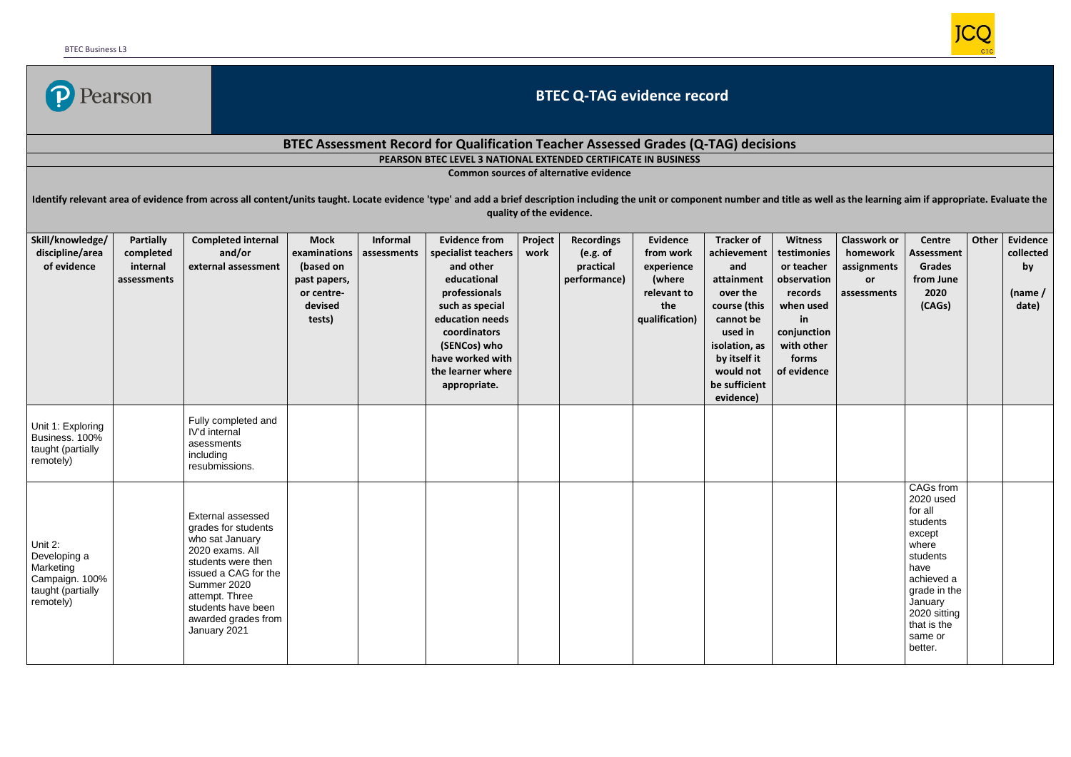# BTEC Q-TAG evidence record

## BTEC Assessment Record for Qualification Teacher Assessed Grades (Q-TAG) decisions

**PEARSON BTEC LEVEL 3 NATIONAL EXTENDED CERTIFICATE IN BUSINESS**

**Common sources of alternative evidence**

**Identify relevant area of evidence from across all content/units taught. Locate evidence 'type' and add a brief description including the unit or component number and title as well as the learning aim if appropriate. Evaluate the quality of the evidence.**

| Skill/knowledge/ discipline/area of evidence | Partially completed internal assessments | Completed internal and/or external assessment | Mock examinations (based on past papers, or centre-devised tests) | Informal assessments | Evidence from specialist teachers and other educational professionals such as special education needs coordinators (SENCos) who have worked with the learner where appropriate. | Project work | Recordings (e.g. of practical performance) | Evidence from work experience (where relevant to the qualification) | Tracker of achievement and attainment over the course (this cannot be used in isolation, as by itself it would not be sufficient evidence) | Witness testimonies or teacher observation records when used in conjunction with other forms of evidence | Classwork or homework assignments or assessments | Centre Assessment Grades from June 2020 (CAGs) | Other | Evidence collected by (name / date) |
|---|---|---|---|---|---|---|---|---|---|---|---|---|---|---|
| Unit 1: Exploring Business. 100% taught (partially remotely) | | Fully completed and IV'd internal asessments including resubmissions. | | | | | | | | | | | | |
| Unit 2: Developing a Marketing Campaign. 100% taught (partially remotely) | | External assessed grades for students who sat January 2020 exams. All students were then issued a CAG for the Summer 2020 attempt. Three students have been awarded grades from January 2021 | | | | | | | | | | CAGs from 2020 used for all students except where students have achieved a grade in the January 2020 sitting that is the same or better. | | |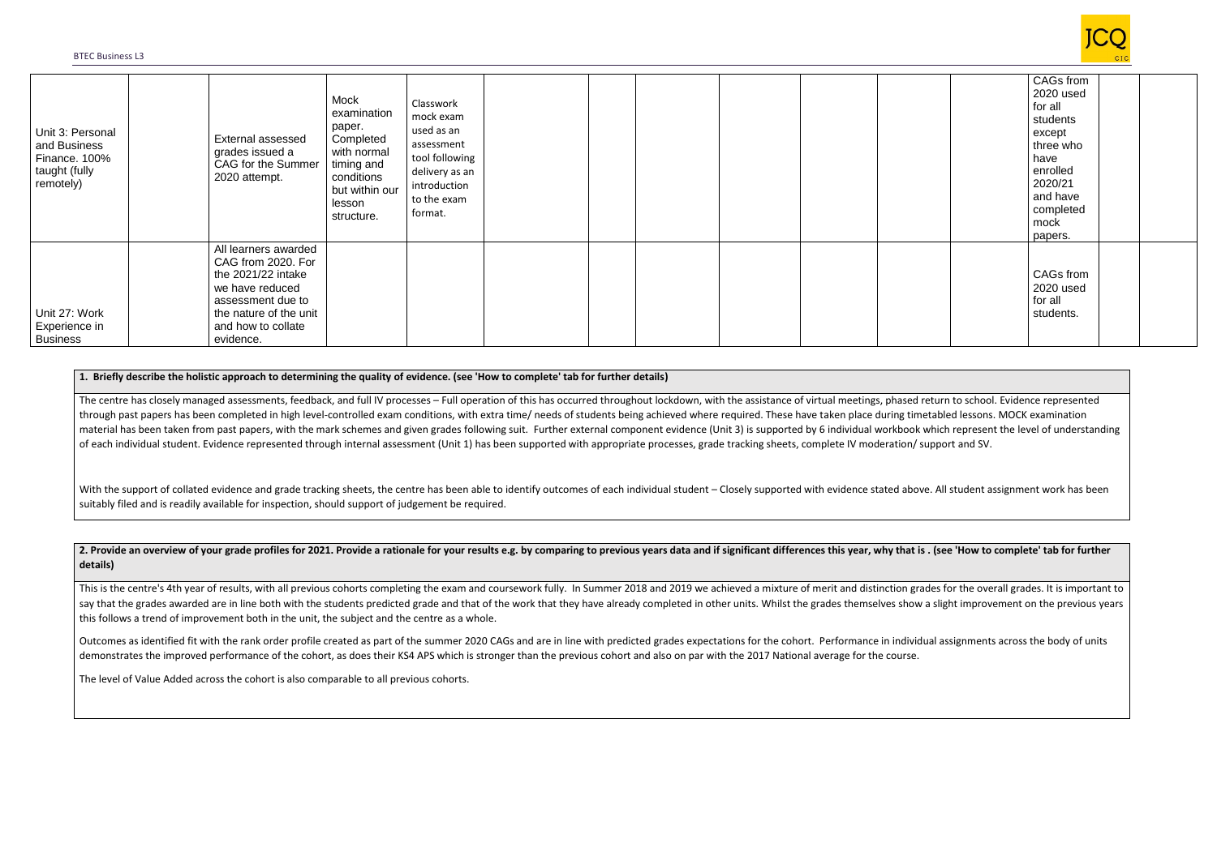| | | | | | | | | | | | | | | |
|---|---|---|---|---|---|---|---|---|---|---|---|---|---|---|
| Unit 3: Personal and Business Finance. 100% taught (fully remotely) | | External assessed grades issued a CAG for the Summer 2020 attempt. | Mock examination paper. Completed with normal timing and conditions but within our lesson structure. | Classwork mock exam used as an assessment tool following delivery as an introduction to the exam format. | | | | | | | | CAGs from 2020 used for all students except three who have enrolled 2020/21 and have completed mock papers. | | |
| Unit 27: Work Experience in Business | | All learners awarded CAG from 2020. For the 2021/22 intake we have reduced assessment due to the nature of the unit and how to collate evidence. | | | | | | | | | | CAGs from 2020 used for all students. | | |

**1. Briefly describe the holistic approach to determining the quality of evidence. (see 'How to complete' tab for further details)**

The centre has closely managed assessments, feedback, and full IV processes – Full operation of this has occurred throughout lockdown, with the assistance of virtual meetings, phased return to school. Evidence represented through past papers has been completed in high level-controlled exam conditions, with extra time/ needs of students being achieved where required. These have taken place during timetabled lessons. MOCK examination material has been taken from past papers, with the mark schemes and given grades following suit. Further external component evidence (Unit 3) is supported by 6 individual workbook which represent the level of understanding of each individual student. Evidence represented through internal assessment (Unit 1) has been supported with appropriate processes, grade tracking sheets, complete IV moderation/ support and SV.

With the support of collated evidence and grade tracking sheets, the centre has been able to identify outcomes of each individual student – Closely supported with evidence stated above. All student assignment work has been suitably filed and is readily available for inspection, should support of judgement be required.

**2. Provide an overview of your grade profiles for 2021. Provide a rationale for your results e.g. by comparing to previous years data and if significant differences this year, why that is . (see 'How to complete' tab for further details)**

This is the centre's 4th year of results, with all previous cohorts completing the exam and coursework fully. In Summer 2018 and 2019 we achieved a mixture of merit and distinction grades for the overall grades. It is important to say that the grades awarded are in line both with the students predicted grade and that of the work that they have already completed in other units. Whilst the grades themselves show a slight improvement on the previous years this follows a trend of improvement both in the unit, the subject and the centre as a whole.

Outcomes as identified fit with the rank order profile created as part of the summer 2020 CAGs and are in line with predicted grades expectations for the cohort. Performance in individual assignments across the body of units demonstrates the improved performance of the cohort, as does their KS4 APS which is stronger than the previous cohort and also on par with the 2017 National average for the course.

The level of Value Added across the cohort is also comparable to all previous cohorts.